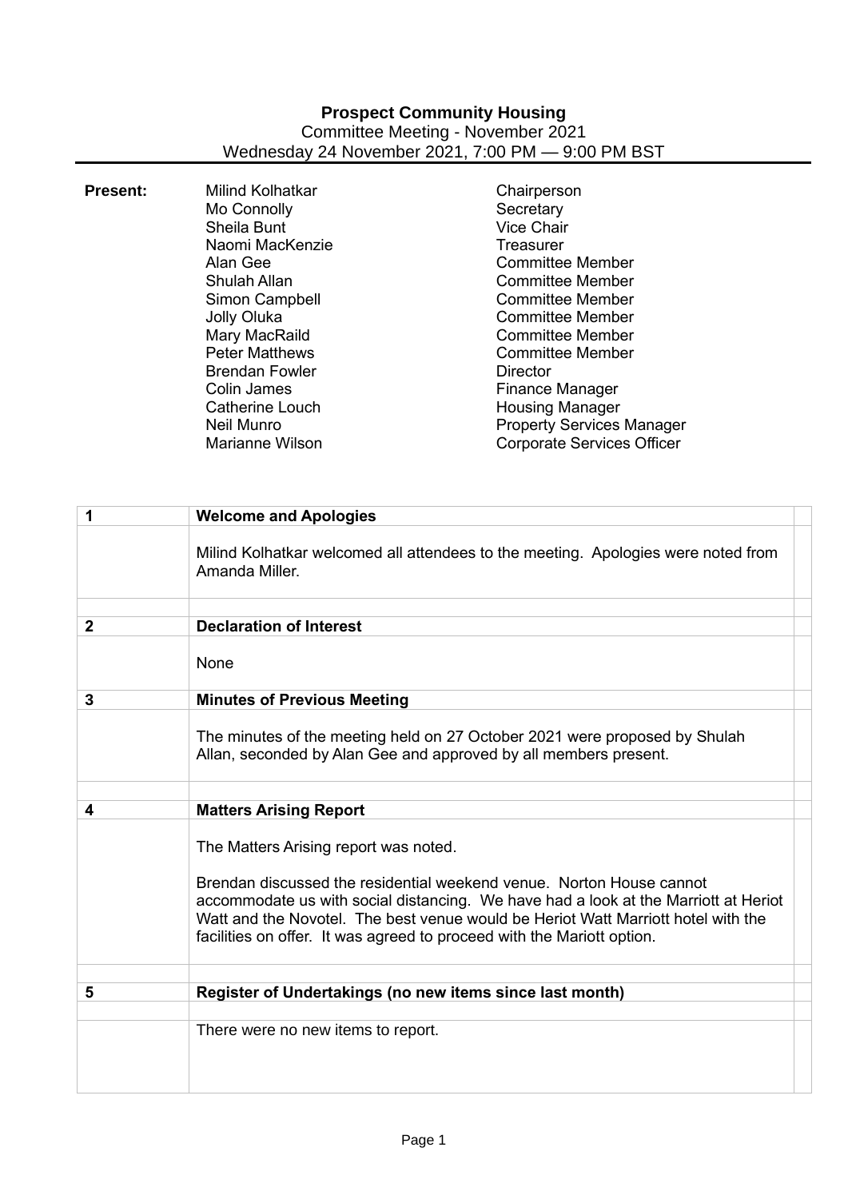**Prospect Community Housing**

Committee Meeting - November 2021

Wednesday 24 November 2021, 7:00 PM — 9:00 PM BST

**Present:**

| Name | Role |
|---|---|
| Milind Kolhatkar | Chairperson |
| Mo Connolly | Secretary |
| Sheila Bunt | Vice Chair |
| Naomi MacKenzie | Treasurer |
| Alan Gee | Committee Member |
| Shulah Allan | Committee Member |
| Simon Campbell | Committee Member |
| Jolly Oluka | Committee Member |
| Mary MacRaild | Committee Member |
| Peter Matthews | Committee Member |
| Brendan Fowler | Director |
| Colin James | Finance Manager |
| Catherine Louch | Housing Manager |
| Neil Munro | Property Services Manager |
| Marianne Wilson | Corporate Services Officer |

| | | |
|---|---|---|
| **1** | **Welcome and Apologies** | |
| | Milind Kolhatkar welcomed all attendees to the meeting. Apologies were noted from Amanda Miller. | |
| **2** | **Declaration of Interest** | |
| | None | |
| **3** | **Minutes of Previous Meeting** | |
| | The minutes of the meeting held on 27 October 2021 were proposed by Shulah Allan, seconded by Alan Gee and approved by all members present. | |
| **4** | **Matters Arising Report** | |
| | The Matters Arising report was noted.<br><br>Brendan discussed the residential weekend venue. Norton House cannot accommodate us with social distancing. We have had a look at the Marriott at Heriot Watt and the Novotel. The best venue would be Heriot Watt Marriott hotel with the facilities on offer. It was agreed to proceed with the Mariott option. | |
| **5** | **Register of Undertakings (no new items since last month)** | |
| | There were no new items to report. | |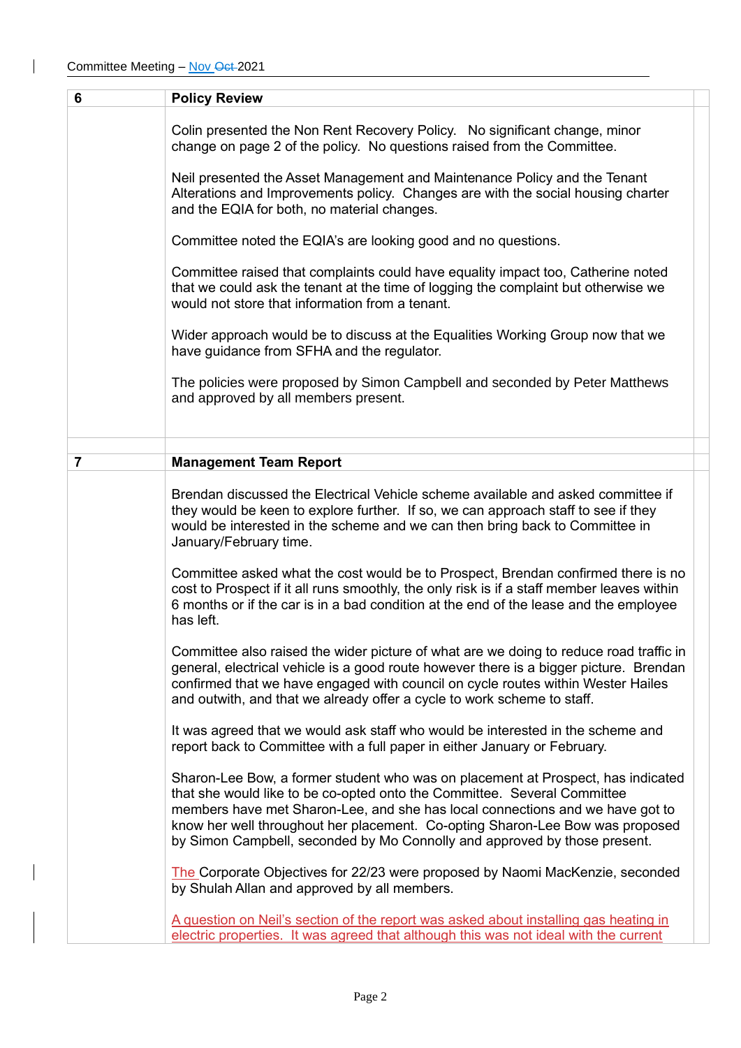| 6 | **Policy Review** |
|---|---|
| | Colin presented the Non Rent Recovery Policy. No significant change, minor change on page 2 of the policy. No questions raised from the Committee.<br><br>Neil presented the Asset Management and Maintenance Policy and the Tenant Alterations and Improvements policy. Changes are with the social housing charter and the EQIA for both, no material changes.<br><br>Committee noted the EQIA's are looking good and no questions.<br><br>Committee raised that complaints could have equality impact too, Catherine noted that we could ask the tenant at the time of logging the complaint but otherwise we would not store that information from a tenant.<br><br>Wider approach would be to discuss at the Equalities Working Group now that we have guidance from SFHA and the regulator.<br><br>The policies were proposed by Simon Campbell and seconded by Peter Matthews and approved by all members present. |
| | |
| 7 | **Management Team Report** |
| | Brendan discussed the Electrical Vehicle scheme available and asked committee if they would be keen to explore further. If so, we can approach staff to see if they would be interested in the scheme and we can then bring back to Committee in January/February time.<br><br>Committee asked what the cost would be to Prospect, Brendan confirmed there is no cost to Prospect if it all runs smoothly, the only risk is if a staff member leaves within 6 months or if the car is in a bad condition at the end of the lease and the employee has left.<br><br>Committee also raised the wider picture of what are we doing to reduce road traffic in general, electrical vehicle is a good route however there is a bigger picture. Brendan confirmed that we have engaged with council on cycle routes within Wester Hailes and outwith, and that we already offer a cycle to work scheme to staff.<br><br>It was agreed that we would ask staff who would be interested in the scheme and report back to Committee with a full paper in either January or February.<br><br>Sharon-Lee Bow, a former student who was on placement at Prospect, has indicated that she would like to be co-opted onto the Committee. Several Committee members have met Sharon-Lee, and she has local connections and we have got to know her well throughout her placement. Co-opting Sharon-Lee Bow was proposed by Simon Campbell, seconded by Mo Connolly and approved by those present.<br><br>The Corporate Objectives for 22/23 were proposed by Naomi MacKenzie, seconded by Shulah Allan and approved by all members.<br><br>A question on Neil's section of the report was asked about installing gas heating in electric properties. It was agreed that although this was not ideal with the current |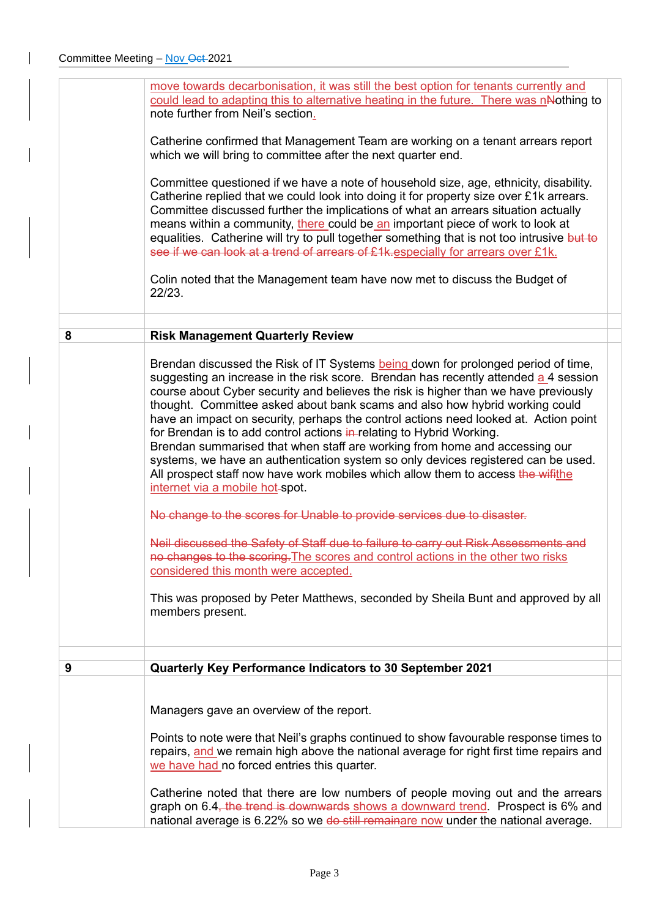move towards decarbonisation, it was still the best option for tenants currently and could lead to adapting this to alternative heating in the future. There was n~~N~~othing to note further from Neil's section.

Catherine confirmed that Management Team are working on a tenant arrears report which we will bring to committee after the next quarter end.

Committee questioned if we have a note of household size, age, ethnicity, disability. Catherine replied that we could look into doing it for property size over £1k arrears. Committee discussed further the implications of what an arrears situation actually means within a community, there could be an important piece of work to look at equalities. Catherine will try to pull together something that is not too intrusive ~~but to see if we can look at a trend of arrears of £1k.~~ especially for arrears over £1k.

Colin noted that the Management team have now met to discuss the Budget of 22/23.

## 8 Risk Management Quarterly Review

Brendan discussed the Risk of IT Systems being down for prolonged period of time, suggesting an increase in the risk score. Brendan has recently attended a 4 session course about Cyber security and believes the risk is higher than we have previously thought. Committee asked about bank scams and also how hybrid working could have an impact on security, perhaps the control actions need looked at. Action point for Brendan is to add control actions ~~in~~ relating to Hybrid Working.
Brendan summarised that when staff are working from home and accessing our systems, we have an authentication system so only devices registered can be used. All prospect staff now have work mobiles which allow them to access ~~the wifi~~ the internet via a mobile hot spot.

~~No change to the scores for Unable to provide services due to disaster.~~

~~Neil discussed the Safety of Staff due to failure to carry out Risk Assessments and no changes to the scoring.~~ The scores and control actions in the other two risks considered this month were accepted.

This was proposed by Peter Matthews, seconded by Sheila Bunt and approved by all members present.

## 9 Quarterly Key Performance Indicators to 30 September 2021

Managers gave an overview of the report.

Points to note were that Neil's graphs continued to show favourable response times to repairs, and we remain high above the national average for right first time repairs and we have had no forced entries this quarter.

Catherine noted that there are low numbers of people moving out and the arrears graph on 6.4~~, the trend is downwards~~ shows a downward trend. Prospect is 6% and national average is 6.22% so we ~~do still remain~~ are now under the national average.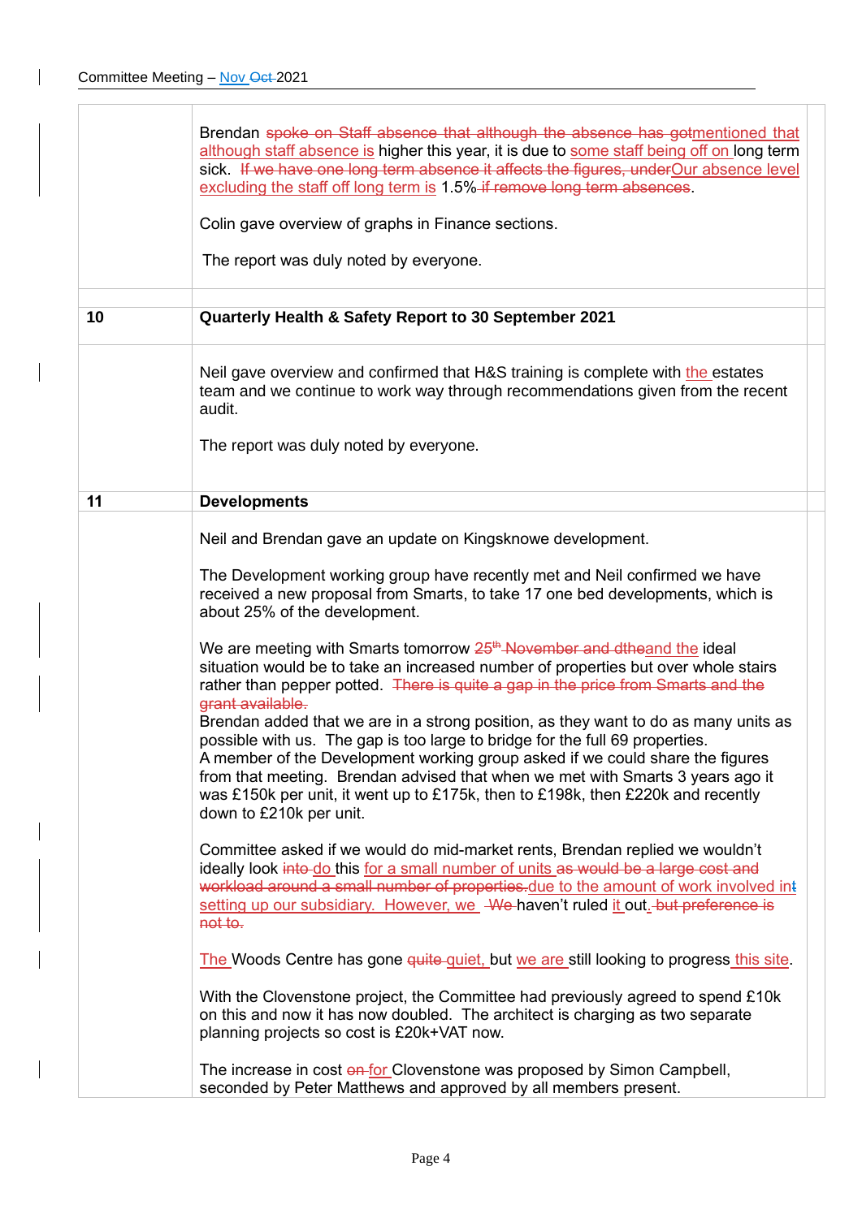Brendan ~~spoke on Staff absence that although the absence has got~~mentioned that although staff absence is higher this year, it is due to some staff being off on long term sick. ~~If we have one long term absence it affects the figures, under~~Our absence level excluding the staff off long term is 1.5%~~ if remove long term absences~~.

Colin gave overview of graphs in Finance sections.

The report was duly noted by everyone.

| | |
|---|---|
| **10** | **Quarterly Health & Safety Report to 30 September 2021** |

Neil gave overview and confirmed that H&S training is complete with the estates team and we continue to work way through recommendations given from the recent audit.

The report was duly noted by everyone.

| | |
|---|---|
| **11** | **Developments** |

Neil and Brendan gave an update on Kingsknowe development.

The Development working group have recently met and Neil confirmed we have received a new proposal from Smarts, to take 17 one bed developments, which is about 25% of the development.

We are meeting with Smarts tomorrow ~~25th November and dthe~~and the ideal situation would be to take an increased number of properties but over whole stairs rather than pepper potted. ~~There is quite a gap in the price from Smarts and the grant available.~~
Brendan added that we are in a strong position, as they want to do as many units as possible with us. The gap is too large to bridge for the full 69 properties.
A member of the Development working group asked if we could share the figures from that meeting. Brendan advised that when we met with Smarts 3 years ago it was £150k per unit, it went up to £175k, then to £198k, then £220k and recently down to £210k per unit.

Committee asked if we would do mid-market rents, Brendan replied we wouldn't ideally look ~~into~~ do this for a small number of units ~~as would be a large cost and workload around a small number of properties.~~due to the amount of work involved in~~t~~ setting up our subsidiary. However, we ~~We~~ haven't ruled it out~~.~~ ~~but preference is not to.~~

The Woods Centre has gone ~~quite~~ quiet, but we are still looking to progress this site.

With the Clovenstone project, the Committee had previously agreed to spend £10k on this and now it has now doubled. The architect is charging as two separate planning projects so cost is £20k+VAT now.

The increase in cost ~~on~~ for Clovenstone was proposed by Simon Campbell, seconded by Peter Matthews and approved by all members present.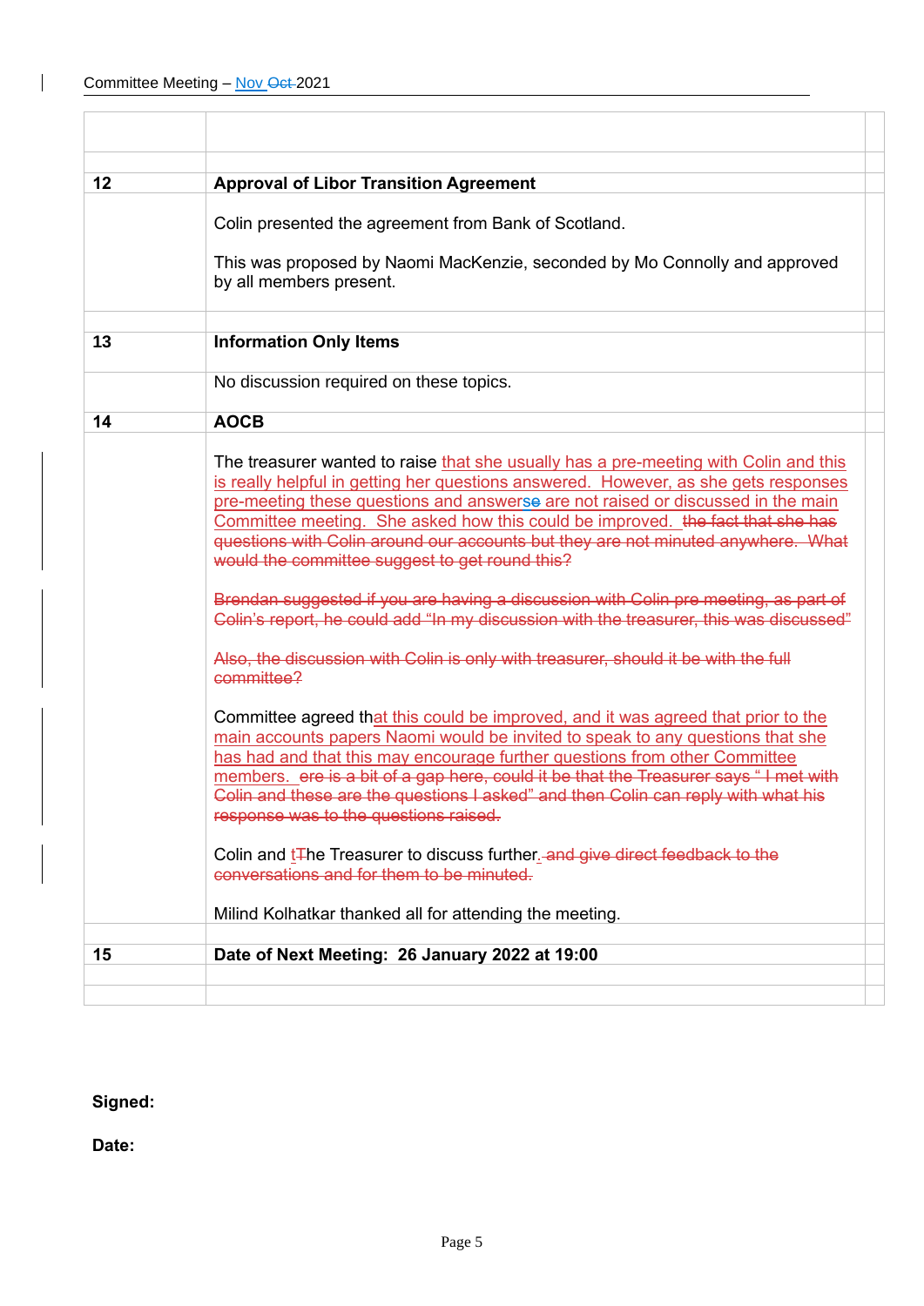| | |
|---|---|
| | |
| **12** | **Approval of Libor Transition Agreement** |
| | Colin presented the agreement from Bank of Scotland.<br><br>This was proposed by Naomi MacKenzie, seconded by Mo Connolly and approved by all members present. |
| **13** | **Information Only Items** |
| | No discussion required on these topics. |
| **14** | **AOCB** |
| | The treasurer wanted to raise that she usually has a pre-meeting with Colin and this is really helpful in getting her questions answered. However, as she gets responses pre-meeting these questions and answers~~e~~ are not raised or discussed in the main Committee meeting. She asked how this could be improved. ~~the fact that she has questions with Colin around our accounts but they are not minuted anywhere. What would the committee suggest to get round this?~~<br><br>~~Brendan suggested if you are having a discussion with Colin pre meeting, as part of Colin's report, he could add "In my discussion with the treasurer, this was discussed"~~<br><br>~~Also, the discussion with Colin is only with treasurer, should it be with the full committee?~~<br><br>Committee agreed that this could be improved, and it was agreed that prior to the main accounts papers Naomi would be invited to speak to any questions that she has had and that this may encourage further questions from other Committee members. ~~ere is a bit of a gap here, could it be that the Treasurer says " I met with Colin and these are the questions I asked" and then Colin can reply with what his response was to the questions raised.~~<br><br>Colin and t~~T~~he Treasurer to discuss further.~~ and give direct feedback to the conversations and for them to be minuted.~~<br><br>Milind Kolhatkar thanked all for attending the meeting. |
| **15** | **Date of Next Meeting: 26 January 2022 at 19:00** |

**Signed:**

**Date:**